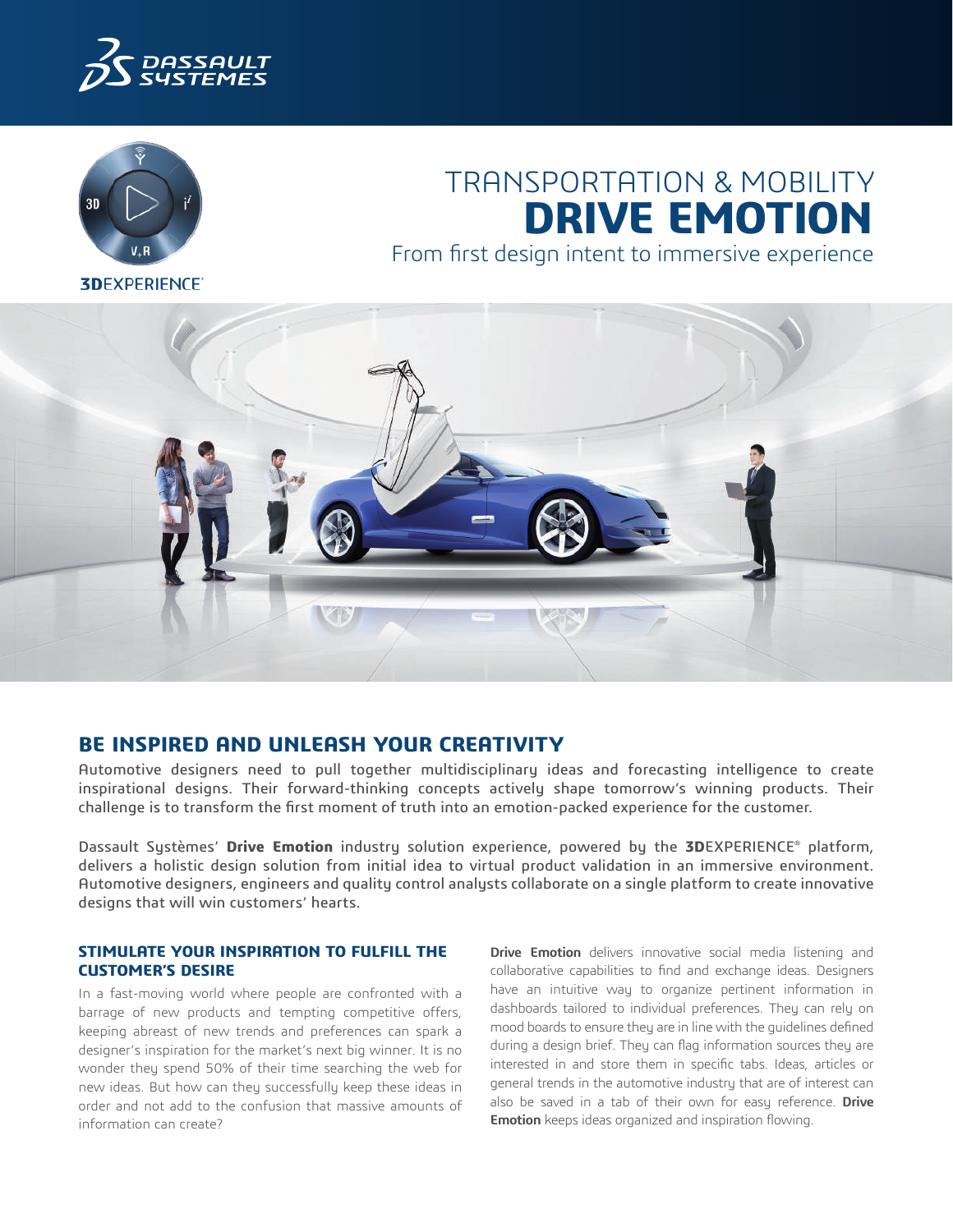TRANSPORTATION & MOBILITY

# DRIVE EMOTION

From first design intent to immersive experience

## BE INSPIRED AND UNLEASH YOUR CREATIVITY

Automotive designers need to pull together multidisciplinary ideas and forecasting intelligence to create inspirational designs. Their forward-thinking concepts actively shape tomorrow's winning products. Their challenge is to transform the first moment of truth into an emotion-packed experience for the customer.

Dassault Systèmes' **Drive Emotion** industry solution experience, powered by the **3D**EXPERIENCE® platform, delivers a holistic design solution from initial idea to virtual product validation in an immersive environment. Automotive designers, engineers and quality control analysts collaborate on a single platform to create innovative designs that will win customers' hearts.

### STIMULATE YOUR INSPIRATION TO FULFILL THE CUSTOMER'S DESIRE

In a fast-moving world where people are confronted with a barrage of new products and tempting competitive offers, keeping abreast of new trends and preferences can spark a designer's inspiration for the market's next big winner. It is no wonder they spend 50% of their time searching the web for new ideas. But how can they successfully keep these ideas in order and not add to the confusion that massive amounts of information can create?

**Drive Emotion** delivers innovative social media listening and collaborative capabilities to find and exchange ideas. Designers have an intuitive way to organize pertinent information in dashboards tailored to individual preferences. They can rely on mood boards to ensure they are in line with the guidelines defined during a design brief. They can flag information sources they are interested in and store them in specific tabs. Ideas, articles or general trends in the automotive industry that are of interest can also be saved in a tab of their own for easy reference. **Drive Emotion** keeps ideas organized and inspiration flowing.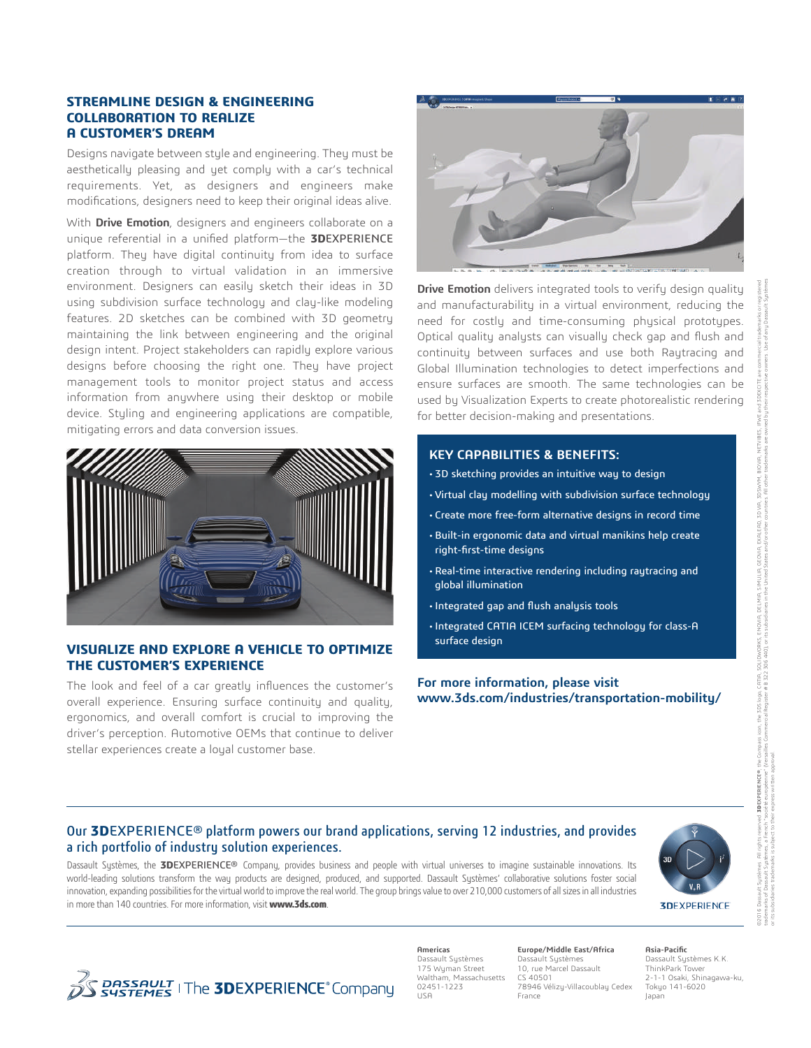## STREAMLINE DESIGN & ENGINEERING COLLABORATION TO REALIZE A CUSTOMER'S DREAM

Designs navigate between style and engineering. They must be aesthetically pleasing and yet comply with a car's technical requirements. Yet, as designers and engineers make modifications, designers need to keep their original ideas alive.

With **Drive Emotion**, designers and engineers collaborate on a unique referential in a unified platform—the **3D**EXPERIENCE platform. They have digital continuity from idea to surface creation through to virtual validation in an immersive environment. Designers can easily sketch their ideas in 3D using subdivision surface technology and clay-like modeling features. 2D sketches can be combined with 3D geometry maintaining the link between engineering and the original design intent. Project stakeholders can rapidly explore various designs before choosing the right one. They have project management tools to monitor project status and access information from anywhere using their desktop or mobile device. Styling and engineering applications are compatible, mitigating errors and data conversion issues.

## VISUALIZE AND EXPLORE A VEHICLE TO OPTIMIZE THE CUSTOMER'S EXPERIENCE

The look and feel of a car greatly influences the customer's overall experience. Ensuring surface continuity and quality, ergonomics, and overall comfort is crucial to improving the driver's perception. Automotive OEMs that continue to deliver stellar experiences create a loyal customer base.

**Drive Emotion** delivers integrated tools to verify design quality and manufacturability in a virtual environment, reducing the need for costly and time-consuming physical prototypes. Optical quality analysts can visually check gap and flush and continuity between surfaces and use both Raytracing and Global Illumination technologies to detect imperfections and ensure surfaces are smooth. The same technologies can be used by Visualization Experts to create photorealistic rendering for better decision-making and presentations.

### KEY CAPABILITIES & BENEFITS:

- 3D sketching provides an intuitive way to design
- Virtual clay modelling with subdivision surface technology
- Create more free-form alternative designs in record time
- Built-in ergonomic data and virtual manikins help create right-first-time designs
- Real-time interactive rendering including raytracing and global illumination
- Integrated gap and flush analysis tools
- Integrated CATIA ICEM surfacing technology for class-A surface design

**For more information, please visit www.3ds.com/industries/transportation-mobility/**

## Our **3D**EXPERIENCE® platform powers our brand applications, serving 12 industries, and provides a rich portfolio of industry solution experiences.

Dassault Systèmes, the **3D**EXPERIENCE® Company, provides business and people with virtual universes to imagine sustainable innovations. Its world-leading solutions transform the way products are designed, produced, and supported. Dassault Systèmes' collaborative solutions foster social innovation, expanding possibilities for the virtual world to improve the real world. The group brings value to over 210,000 customers of all sizes in all industries in more than 140 countries. For more information, visit **www.3ds.com**.

**3D**EXPERIENCE

DASSAULT SYSTEMES | The **3D**EXPERIENCE® Company

**Americas**
Dassault Systèmes
175 Wyman Street
Waltham, Massachusetts
02451-1223
USA

**Europe/Middle East/Africa**
Dassault Systèmes
10, rue Marcel Dassault
CS 40501
78946 Vélizy-Villacoublay Cedex
France

**Asia-Pacific**
Dassault Systèmes K.K.
ThinkPark Tower
2-1-1 Osaki, Shinagawa-ku,
Tokyo 141-6020
Japan

©2016 Dassault Systèmes. All rights reserved. **3D**EXPERIENCE®, the Compass icon, the 3DS logo, CATIA, SOLIDWORKS, ENOVIA, DELMIA, SIMULIA, GEOVIA, EXALEAD, 3D VIA, 3DSWYM, BIOVIA, NETVIBES, IFWE and 3DEXCITE are commercial trademarks or registered trademarks of Dassault Systèmes, a French "société européenne" (Versailles Commercial Register # B 322 306 440), or its subsidiaries in the United States and/or other countries. All other trademarks are owned by their respective owners. Use of any Dassault Systèmes or its subsidiaries trademarks is subject to their express written approval.